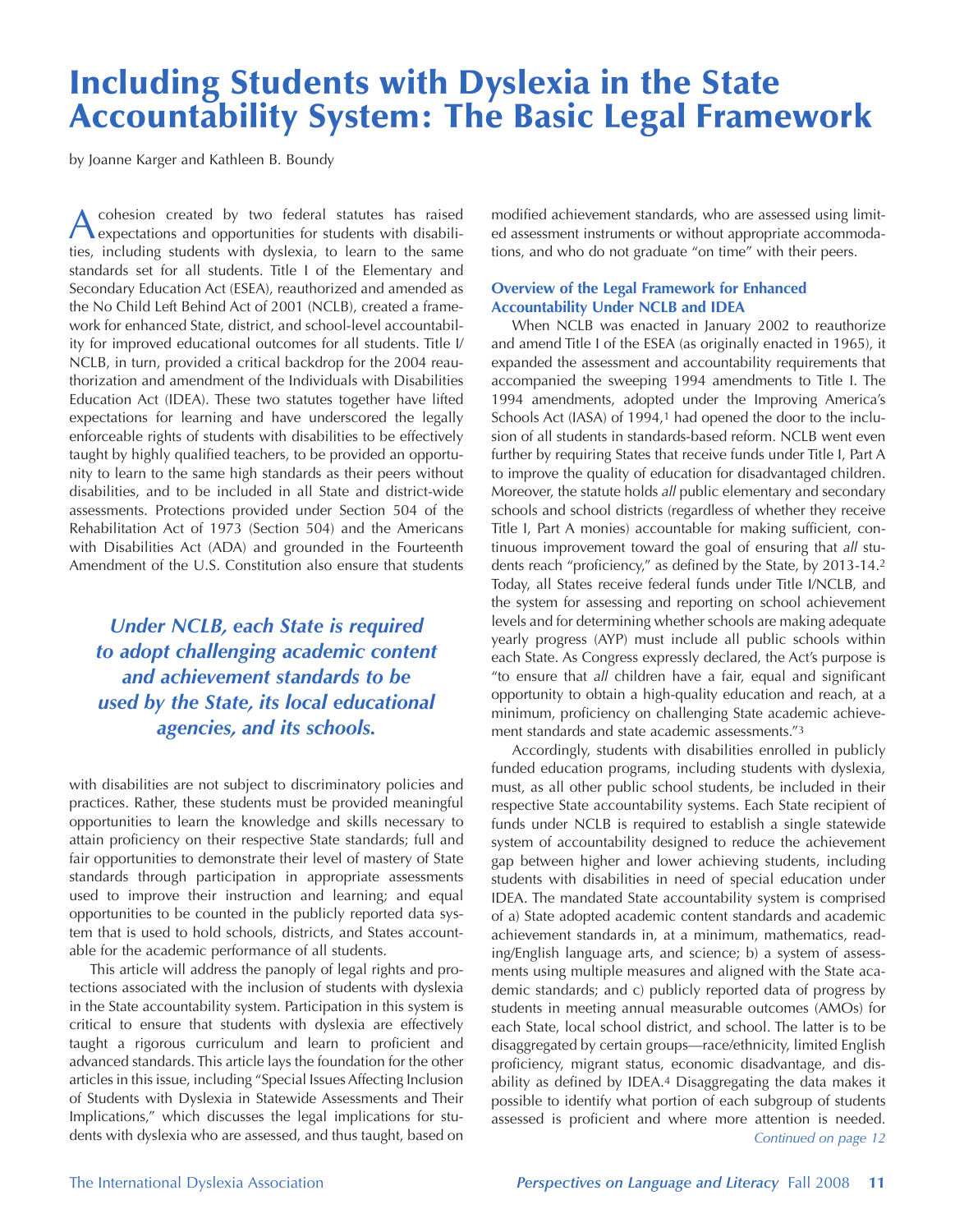# Including Students with Dyslexia in the State Accountability System: The Basic Legal Framework

by Joanne Karger and Kathleen B. Boundy

A cohesion created by two federal statutes has raised expectations and opportunities for students with disabilities, including students with dyslexia, to learn to the same standards set for all students. Title I of the Elementary and Secondary Education Act (ESEA), reauthorized and amended as the No Child Left Behind Act of 2001 (NCLB), created a framework for enhanced State, district, and school-level accountability for improved educational outcomes for all students. Title I/NCLB, in turn, provided a critical backdrop for the 2004 reauthorization and amendment of the Individuals with Disabilities Education Act (IDEA). These two statutes together have lifted expectations for learning and have underscored the legally enforceable rights of students with disabilities to be effectively taught by highly qualified teachers, to be provided an opportunity to learn to the same high standards as their peers without disabilities, and to be included in all State and district-wide assessments. Protections provided under Section 504 of the Rehabilitation Act of 1973 (Section 504) and the Americans with Disabilities Act (ADA) and grounded in the Fourteenth Amendment of the U.S. Constitution also ensure that students with disabilities are not subject to discriminatory policies and practices. Rather, these students must be provided meaningful opportunities to learn the knowledge and skills necessary to attain proficiency on their respective State standards; full and fair opportunities to demonstrate their level of mastery of State standards through participation in appropriate assessments used to improve their instruction and learning; and equal opportunities to be counted in the publicly reported data system that is used to hold schools, districts, and States accountable for the academic performance of all students.

> ***Under NCLB, each State is required to adopt challenging academic content and achievement standards to be used by the State, its local educational agencies, and its schools.***

This article will address the panoply of legal rights and protections associated with the inclusion of students with dyslexia in the State accountability system. Participation in this system is critical to ensure that students with dyslexia are effectively taught a rigorous curriculum and learn to proficient and advanced standards. This article lays the foundation for the other articles in this issue, including "Special Issues Affecting Inclusion of Students with Dyslexia in Statewide Assessments and Their Implications," which discusses the legal implications for students with dyslexia who are assessed, and thus taught, based on modified achievement standards, who are assessed using limited assessment instruments or without appropriate accommodations, and who do not graduate "on time" with their peers.

### Overview of the Legal Framework for Enhanced Accountability Under NCLB and IDEA

When NCLB was enacted in January 2002 to reauthorize and amend Title I of the ESEA (as originally enacted in 1965), it expanded the assessment and accountability requirements that accompanied the sweeping 1994 amendments to Title I. The 1994 amendments, adopted under the Improving America's Schools Act (IASA) of 1994,[1] had opened the door to the inclusion of all students in standards-based reform. NCLB went even further by requiring States that receive funds under Title I, Part A to improve the quality of education for disadvantaged children. Moreover, the statute holds *all* public elementary and secondary schools and school districts (regardless of whether they receive Title I, Part A monies) accountable for making sufficient, continuous improvement toward the goal of ensuring that *all* students reach "proficiency," as defined by the State, by 2013-14.[2] Today, all States receive federal funds under Title I/NCLB, and the system for assessing and reporting on school achievement levels and for determining whether schools are making adequate yearly progress (AYP) must include all public schools within each State. As Congress expressly declared, the Act's purpose is "to ensure that *all* children have a fair, equal and significant opportunity to obtain a high-quality education and reach, at a minimum, proficiency on challenging State academic achievement standards and state academic assessments."[3]

Accordingly, students with disabilities enrolled in publicly funded education programs, including students with dyslexia, must, as all other public school students, be included in their respective State accountability systems. Each State recipient of funds under NCLB is required to establish a single statewide system of accountability designed to reduce the achievement gap between higher and lower achieving students, including students with disabilities in need of special education under IDEA. The mandated State accountability system is comprised of a) State adopted academic content standards and academic achievement standards in, at a minimum, mathematics, reading/English language arts, and science; b) a system of assessments using multiple measures and aligned with the State academic standards; and c) publicly reported data of progress by students in meeting annual measurable outcomes (AMOs) for each State, local school district, and school. The latter is to be disaggregated by certain groups—race/ethnicity, limited English proficiency, migrant status, economic disadvantage, and disability as defined by IDEA.[4] Disaggregating the data makes it possible to identify what portion of each subgroup of students assessed is proficient and where more attention is needed.

*Continued on page 12*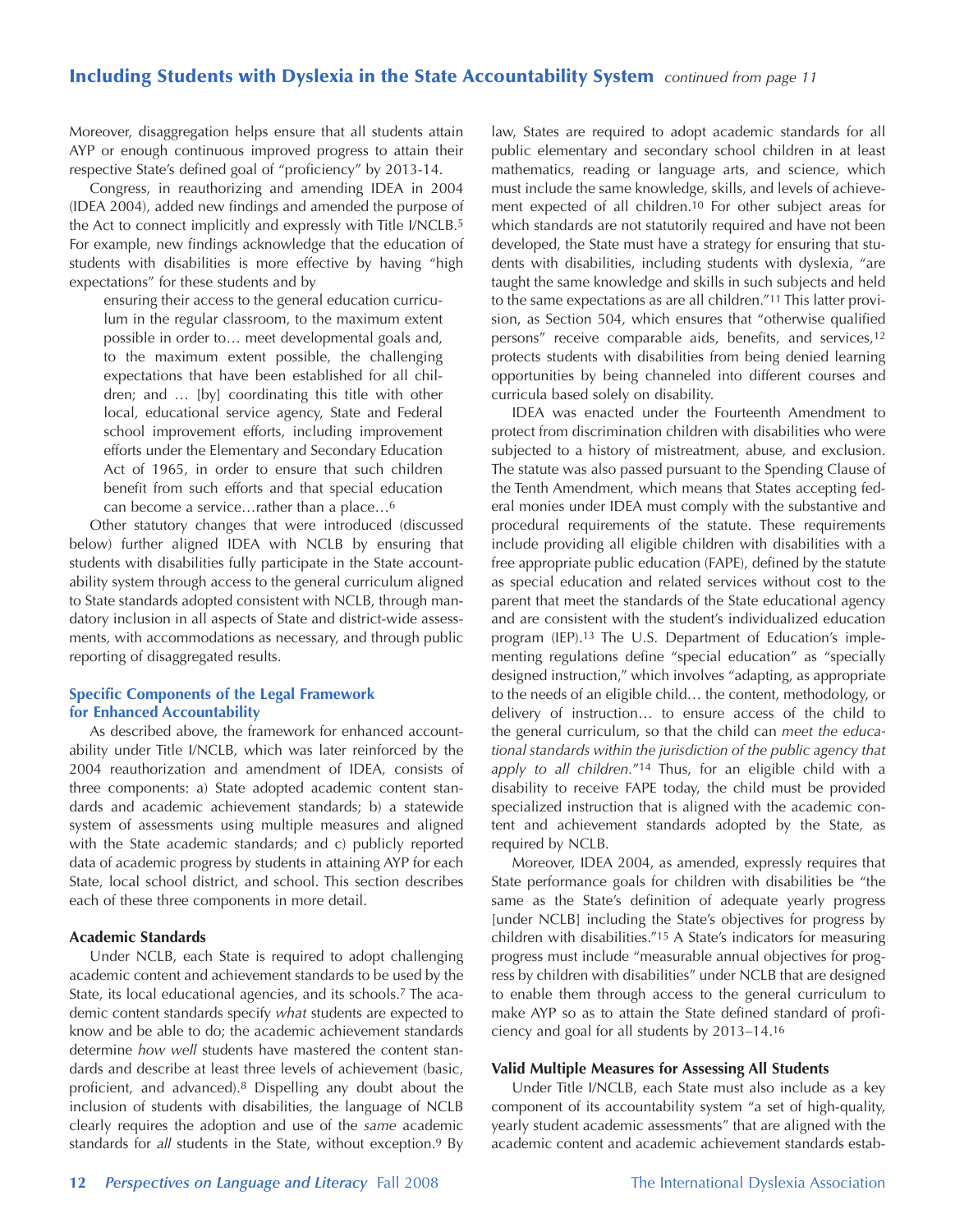## Including Students with Dyslexia in the State Accountability System *continued from page 11*

Moreover, disaggregation helps ensure that all students attain AYP or enough continuous improved progress to attain their respective State's defined goal of "proficiency" by 2013-14.

Congress, in reauthorizing and amending IDEA in 2004 (IDEA 2004), added new findings and amended the purpose of the Act to connect implicitly and expressly with Title I/NCLB.[5] For example, new findings acknowledge that the education of students with disabilities is more effective by having "high expectations" for these students and by

> ensuring their access to the general education curriculum in the regular classroom, to the maximum extent possible in order to… meet developmental goals and, to the maximum extent possible, the challenging expectations that have been established for all children; and … [by] coordinating this title with other local, educational service agency, State and Federal school improvement efforts, including improvement efforts under the Elementary and Secondary Education Act of 1965, in order to ensure that such children benefit from such efforts and that special education can become a service…rather than a place…[6]

Other statutory changes that were introduced (discussed below) further aligned IDEA with NCLB by ensuring that students with disabilities fully participate in the State accountability system through access to the general curriculum aligned to State standards adopted consistent with NCLB, through mandatory inclusion in all aspects of State and district-wide assessments, with accommodations as necessary, and through public reporting of disaggregated results.

### Specific Components of the Legal Framework for Enhanced Accountability

As described above, the framework for enhanced accountability under Title I/NCLB, which was later reinforced by the 2004 reauthorization and amendment of IDEA, consists of three components: a) State adopted academic content standards and academic achievement standards; b) a statewide system of assessments using multiple measures and aligned with the State academic standards; and c) publicly reported data of academic progress by students in attaining AYP for each State, local school district, and school. This section describes each of these three components in more detail.

#### Academic Standards

Under NCLB, each State is required to adopt challenging academic content and achievement standards to be used by the State, its local educational agencies, and its schools.[7] The academic content standards specify *what* students are expected to know and be able to do; the academic achievement standards determine *how well* students have mastered the content standards and describe at least three levels of achievement (basic, proficient, and advanced).[8] Dispelling any doubt about the inclusion of students with disabilities, the language of NCLB clearly requires the adoption and use of the *same* academic standards for *all* students in the State, without exception.[9] By law, States are required to adopt academic standards for all public elementary and secondary school children in at least mathematics, reading or language arts, and science, which must include the same knowledge, skills, and levels of achievement expected of all children.[10] For other subject areas for which standards are not statutorily required and have not been developed, the State must have a strategy for ensuring that students with disabilities, including students with dyslexia, "are taught the same knowledge and skills in such subjects and held to the same expectations as are all children."[11] This latter provision, as Section 504, which ensures that "otherwise qualified persons" receive comparable aids, benefits, and services,[12] protects students with disabilities from being denied learning opportunities by being channeled into different courses and curricula based solely on disability.

IDEA was enacted under the Fourteenth Amendment to protect from discrimination children with disabilities who were subjected to a history of mistreatment, abuse, and exclusion. The statute was also passed pursuant to the Spending Clause of the Tenth Amendment, which means that States accepting federal monies under IDEA must comply with the substantive and procedural requirements of the statute. These requirements include providing all eligible children with disabilities with a free appropriate public education (FAPE), defined by the statute as special education and related services without cost to the parent that meet the standards of the State educational agency and are consistent with the student's individualized education program (IEP).[13] The U.S. Department of Education's implementing regulations define "special education" as "specially designed instruction," which involves "adapting, as appropriate to the needs of an eligible child… the content, methodology, or delivery of instruction… to ensure access of the child to the general curriculum, so that the child can *meet the educational standards within the jurisdiction of the public agency that apply to all children.*"[14] Thus, for an eligible child with a disability to receive FAPE today, the child must be provided specialized instruction that is aligned with the academic content and achievement standards adopted by the State, as required by NCLB.

Moreover, IDEA 2004, as amended, expressly requires that State performance goals for children with disabilities be "the same as the State's definition of adequate yearly progress [under NCLB] including the State's objectives for progress by children with disabilities."[15] A State's indicators for measuring progress must include "measurable annual objectives for progress by children with disabilities" under NCLB that are designed to enable them through access to the general curriculum to make AYP so as to attain the State defined standard of proficiency and goal for all students by 2013–14.[16]

#### Valid Multiple Measures for Assessing All Students

Under Title I/NCLB, each State must also include as a key component of its accountability system "a set of high-quality, yearly student academic assessments" that are aligned with the academic content and academic achievement standards estab-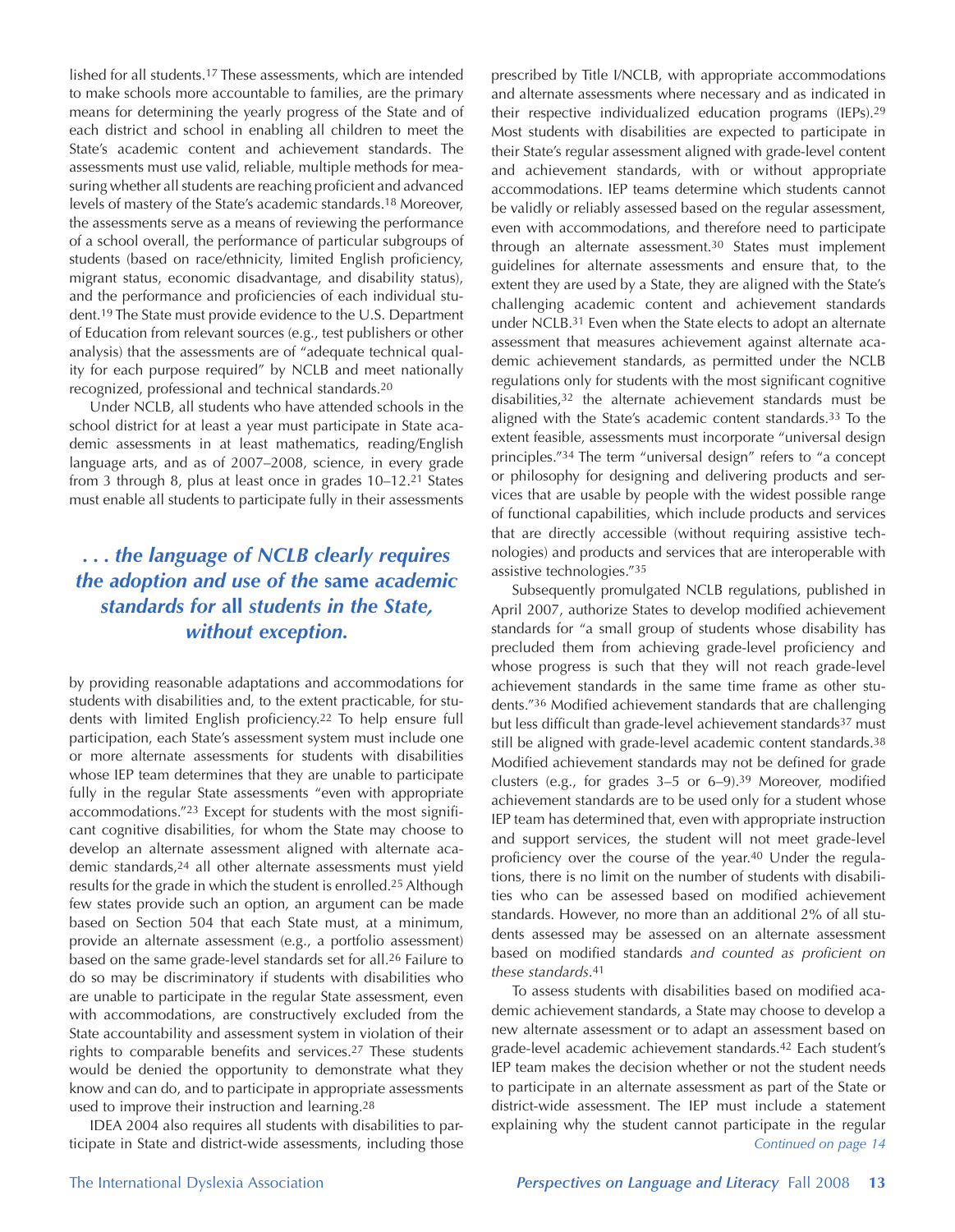lished for all students.[17] These assessments, which are intended to make schools more accountable to families, are the primary means for determining the yearly progress of the State and of each district and school in enabling all children to meet the State's academic content and achievement standards. The assessments must use valid, reliable, multiple methods for measuring whether all students are reaching proficient and advanced levels of mastery of the State's academic standards.[18] Moreover, the assessments serve as a means of reviewing the performance of a school overall, the performance of particular subgroups of students (based on race/ethnicity, limited English proficiency, migrant status, economic disadvantage, and disability status), and the performance and proficiencies of each individual student.[19] The State must provide evidence to the U.S. Department of Education from relevant sources (e.g., test publishers or other analysis) that the assessments are of "adequate technical quality for each purpose required" by NCLB and meet nationally recognized, professional and technical standards.[20]

Under NCLB, all students who have attended schools in the school district for at least a year must participate in State academic assessments in at least mathematics, reading/English language arts, and as of 2007–2008, science, in every grade from 3 through 8, plus at least once in grades 10–12.[21] States must enable all students to participate fully in their assessments by providing reasonable adaptations and accommodations for students with disabilities and, to the extent practicable, for students with limited English proficiency.[22] To help ensure full participation, each State's assessment system must include one or more alternate assessments for students with disabilities whose IEP team determines that they are unable to participate fully in the regular State assessments "even with appropriate accommodations."[23] Except for students with the most significant cognitive disabilities, for whom the State may choose to develop an alternate assessment aligned with alternate academic standards,[24] all other alternate assessments must yield results for the grade in which the student is enrolled.[25] Although few states provide such an option, an argument can be made based on Section 504 that each State must, at a minimum, provide an alternate assessment (e.g., a portfolio assessment) based on the same grade-level standards set for all.[26] Failure to do so may be discriminatory if students with disabilities who are unable to participate in the regular State assessment, even with accommodations, are constructively excluded from the State accountability and assessment system in violation of their rights to comparable benefits and services.[27] These students would be denied the opportunity to demonstrate what they know and can do, and to participate in appropriate assessments used to improve their instruction and learning.[28]

> ***. . . the language of NCLB clearly requires the adoption and use of the* same *academic standards for* all *students in the State, without exception.***

IDEA 2004 also requires all students with disabilities to participate in State and district-wide assessments, including those prescribed by Title I/NCLB, with appropriate accommodations and alternate assessments where necessary and as indicated in their respective individualized education programs (IEPs).[29] Most students with disabilities are expected to participate in their State's regular assessment aligned with grade-level content and achievement standards, with or without appropriate accommodations. IEP teams determine which students cannot be validly or reliably assessed based on the regular assessment, even with accommodations, and therefore need to participate through an alternate assessment.[30] States must implement guidelines for alternate assessments and ensure that, to the extent they are used by a State, they are aligned with the State's challenging academic content and achievement standards under NCLB.[31] Even when the State elects to adopt an alternate assessment that measures achievement against alternate academic achievement standards, as permitted under the NCLB regulations only for students with the most significant cognitive disabilities,[32] the alternate achievement standards must be aligned with the State's academic content standards.[33] To the extent feasible, assessments must incorporate "universal design principles."[34] The term "universal design" refers to "a concept or philosophy for designing and delivering products and services that are usable by people with the widest possible range of functional capabilities, which include products and services that are directly accessible (without requiring assistive technologies) and products and services that are interoperable with assistive technologies."[35]

Subsequently promulgated NCLB regulations, published in April 2007, authorize States to develop modified achievement standards for "a small group of students whose disability has precluded them from achieving grade-level proficiency and whose progress is such that they will not reach grade-level achievement standards in the same time frame as other students."[36] Modified achievement standards that are challenging but less difficult than grade-level achievement standards[37] must still be aligned with grade-level academic content standards.[38] Modified achievement standards may not be defined for grade clusters (e.g., for grades 3–5 or 6–9).[39] Moreover, modified achievement standards are to be used only for a student whose IEP team has determined that, even with appropriate instruction and support services, the student will not meet grade-level proficiency over the course of the year.[40] Under the regulations, there is no limit on the number of students with disabilities who can be assessed based on modified achievement standards. However, no more than an additional 2% of all students assessed may be assessed on an alternate assessment based on modified standards *and counted as proficient on these standards*.[41]

To assess students with disabilities based on modified academic achievement standards, a State may choose to develop a new alternate assessment or to adapt an assessment based on grade-level academic achievement standards.[42] Each student's IEP team makes the decision whether or not the student needs to participate in an alternate assessment as part of the State or district-wide assessment. The IEP must include a statement explaining why the student cannot participate in the regular

*Continued on page 14*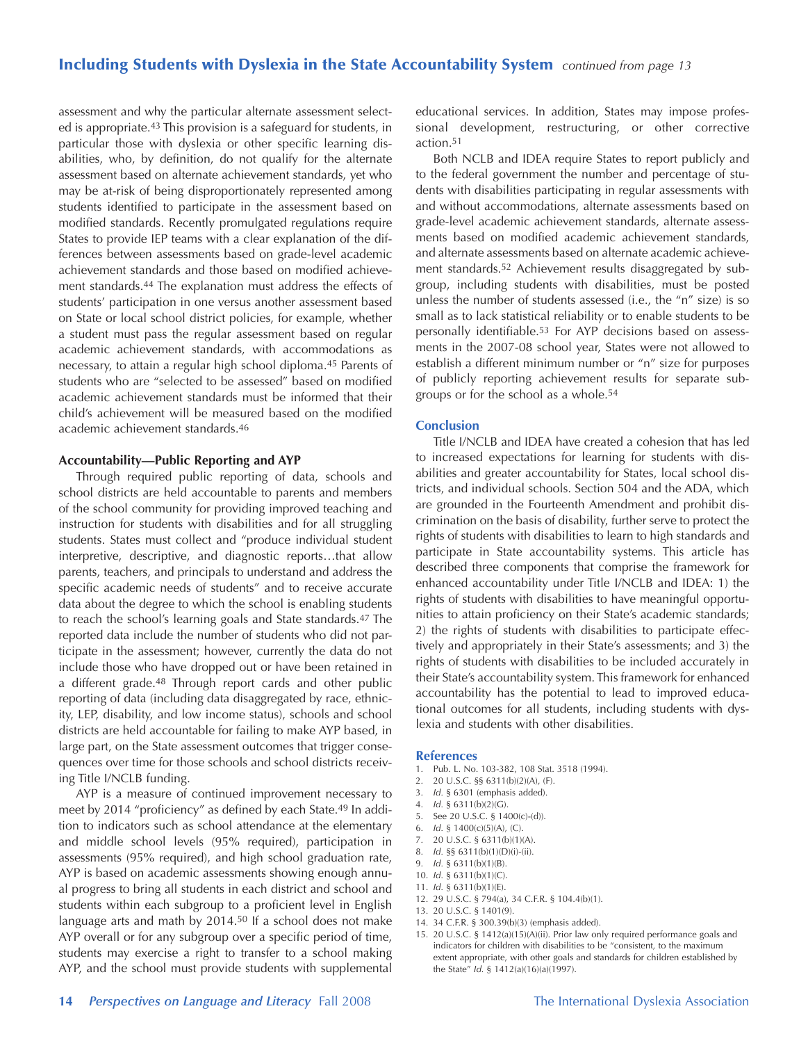assessment and why the particular alternate assessment selected is appropriate.[43] This provision is a safeguard for students, in particular those with dyslexia or other specific learning disabilities, who, by definition, do not qualify for the alternate assessment based on alternate achievement standards, yet who may be at-risk of being disproportionately represented among students identified to participate in the assessment based on modified standards. Recently promulgated regulations require States to provide IEP teams with a clear explanation of the differences between assessments based on grade-level academic achievement standards and those based on modified achievement standards.[44] The explanation must address the effects of students' participation in one versus another assessment based on State or local school district policies, for example, whether a student must pass the regular assessment based on regular academic achievement standards, with accommodations as necessary, to attain a regular high school diploma.[45] Parents of students who are "selected to be assessed" based on modified academic achievement standards must be informed that their child's achievement will be measured based on the modified academic achievement standards.[46]

### Accountability—Public Reporting and AYP

Through required public reporting of data, schools and school districts are held accountable to parents and members of the school community for providing improved teaching and instruction for students with disabilities and for all struggling students. States must collect and "produce individual student interpretive, descriptive, and diagnostic reports…that allow parents, teachers, and principals to understand and address the specific academic needs of students" and to receive accurate data about the degree to which the school is enabling students to reach the school's learning goals and State standards.[47] The reported data include the number of students who did not participate in the assessment; however, currently the data do not include those who have dropped out or have been retained in a different grade.[48] Through report cards and other public reporting of data (including data disaggregated by race, ethnicity, LEP, disability, and low income status), schools and school districts are held accountable for failing to make AYP based, in large part, on the State assessment outcomes that trigger consequences over time for those schools and school districts receiving Title I/NCLB funding.

AYP is a measure of continued improvement necessary to meet by 2014 "proficiency" as defined by each State.[49] In addition to indicators such as school attendance at the elementary and middle school levels (95% required), participation in assessments (95% required), and high school graduation rate, AYP is based on academic assessments showing enough annual progress to bring all students in each district and school and students within each subgroup to a proficient level in English language arts and math by 2014.[50] If a school does not make AYP overall or for any subgroup over a specific period of time, students may exercise a right to transfer to a school making AYP, and the school must provide students with supplemental educational services. In addition, States may impose professional development, restructuring, or other corrective action.[51]

Both NCLB and IDEA require States to report publicly and to the federal government the number and percentage of students with disabilities participating in regular assessments with and without accommodations, alternate assessments based on grade-level academic achievement standards, alternate assessments based on modified academic achievement standards, and alternate assessments based on alternate academic achievement standards.[52] Achievement results disaggregated by subgroup, including students with disabilities, must be posted unless the number of students assessed (i.e., the "n" size) is so small as to lack statistical reliability or to enable students to be personally identifiable.[53] For AYP decisions based on assessments in the 2007-08 school year, States were not allowed to establish a different minimum number or "n" size for purposes of publicly reporting achievement results for separate subgroups or for the school as a whole.[54]

### Conclusion

Title I/NCLB and IDEA have created a cohesion that has led to increased expectations for learning for students with disabilities and greater accountability for States, local school districts, and individual schools. Section 504 and the ADA, which are grounded in the Fourteenth Amendment and prohibit discrimination on the basis of disability, further serve to protect the rights of students with disabilities to learn to high standards and participate in State accountability systems. This article has described three components that comprise the framework for enhanced accountability under Title I/NCLB and IDEA: 1) the rights of students with disabilities to have meaningful opportunities to attain proficiency on their State's academic standards; 2) the rights of students with disabilities to participate effectively and appropriately in their State's assessments; and 3) the rights of students with disabilities to be included accurately in their State's accountability system. This framework for enhanced accountability has the potential to lead to improved educational outcomes for all students, including students with dyslexia and students with other disabilities.

### References

1. Pub. L. No. 103-382, 108 Stat. 3518 (1994).
2. 20 U.S.C. §§ 6311(b)(2)(A), (F).
3. *Id.* § 6301 (emphasis added).
4. *Id.* § 6311(b)(2)(G).
5. See 20 U.S.C. § 1400(c)-(d)).
6. *Id.* § 1400(c)(5)(A), (C).
7. 20 U.S.C. § 6311(b)(1)(A).
8. *Id.* §§ 6311(b)(1)(D)(i)-(ii).
9. *Id.* § 6311(b)(1)(B).
10. *Id.* § 6311(b)(1)(C).
11. *Id.* § 6311(b)(1)(E).
12. 29 U.S.C. § 794(a), 34 C.F.R. § 104.4(b)(1).
13. 20 U.S.C. § 1401(9).
14. 34 C.F.R. § 300.39(b)(3) (emphasis added).
15. 20 U.S.C. § 1412(a)(15)(A)(ii). Prior law only required performance goals and indicators for children with disabilities to be "consistent, to the maximum extent appropriate, with other goals and standards for children established by the State" *Id.* § 1412(a)(16)(a)(1997).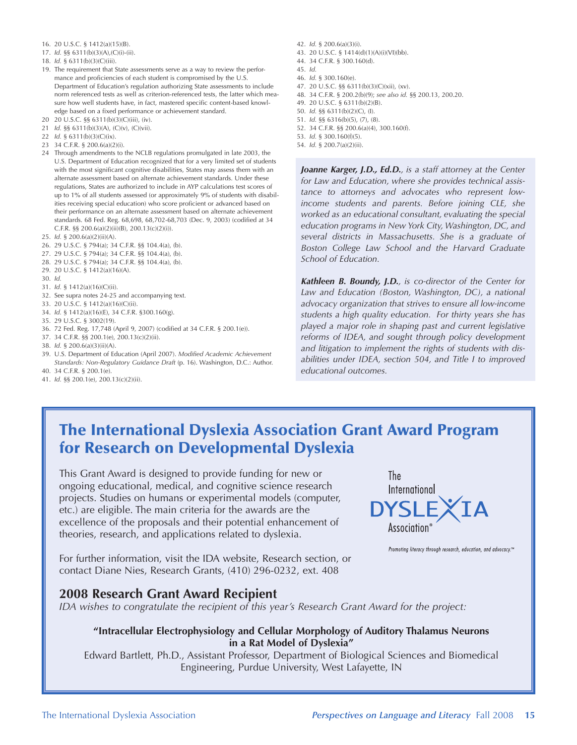16. 20 U.S.C. § 1412(a)(15)(B).
17. *Id.* §§ 6311(b)(3)(A),(C)(i)-(ii).
18. *Id.* § 6311(b)(3)(C)(iii).
19. The requirement that State assessments serve as a way to review the performance and proficiencies of each student is compromised by the U.S. Department of Education's regulation authorizing State assessments to include norm referenced tests as well as criterion-referenced tests, the latter which measure how well students have, in fact, mastered specific content-based knowledge based on a fixed performance or achievement standard.
20. 20 U.S.C. §§ 6311(b)(3)(C)(iii), (iv).
21. *Id.* §§ 6311(b)(3)(A), (C)(v), (C)(vii).
22. *Id.* § 6311(b)(3)(C)(ix).
23. 34 C.F.R. § 200.6(a)(2)(i).
24. Through amendments to the NCLB regulations promulgated in late 2003, the U.S. Department of Education recognized that for a very limited set of students with the most significant cognitive disabilities, States may assess them with an alternate assessment based on alternate achievement standards. Under these regulations, States are authorized to include in AYP calculations test scores of up to 1% of all students assessed (or approximately 9% of students with disabilities receiving special education) who score proficient or advanced based on their performance on an alternate assessment based on alternate achievement standards. 68 Fed. Reg. 68,698, 68,702-68,703 (Dec. 9, 2003) (codified at 34 C.F.R. §§ 200.6(a)(2)(ii)(B), 200.13(c)(2)(i)).
25. *Id.* § 200.6(a)(2)(ii)(A).
26. 29 U.S.C. § 794(a); 34 C.F.R. §§ 104.4(a), (b).
27. 29 U.S.C. § 794(a); 34 C.F.R. §§ 104.4(a), (b).
28. 29 U.S.C. § 794(a); 34 C.F.R. §§ 104.4(a), (b).
29. 20 U.S.C. § 1412(a)(16)(A).
30. *Id.*
31. *Id.* § 1412(a)(16)(C)(ii).
32. See supra notes 24-25 and accompanying text.
33. 20 U.S.C. § 1412(a)(16)(C)(ii).
34. *Id.* § 1412(a)(16)(E), 34 C.F.R. §300.160(g).
35. 29 U.S.C. § 3002(19).
36. 72 Fed. Reg. 17,748 (April 9, 2007) (codified at 34 C.F.R. § 200.1(e)).
37. 34 C.F.R. §§ 200.1(e), 200.13(c)(2)(ii).
38. *Id.* § 200.6(a)(3)(ii)(A).
39. U.S. Department of Education (April 2007). *Modified Academic Achievement Standards: Non-Regulatory Guidance Draft* (p. 16). Washington, D.C.: Author.
40. 34 C.F.R. § 200.1(e).
41. *Id.* §§ 200.1(e), 200.13(c)(2)(ii).
42. *Id.* § 200.6(a)(3)(i).
43. 20 U.S.C. § 1414(d)(1)(A)(i)(VI)(bb).
44. 34 C.F.R. § 300.160(d).
45. *Id.*
46. *Id.* § 300.160(e).
47. 20 U.S.C. §§ 6311(b)(3)(C)(xii), (xv).
48. 34 C.F.R. § 200.2(b)(9); *see also id.* §§ 200.13, 200.20.
49. 20 U.S.C. § 6311(b)(2)(B).
50. *Id.* §§ 6311(b)(2)(C), (I).
51. *Id.* §§ 6316(b)(5), (7), (8).
52. 34 C.F.R. §§ 200.6(a)(4), 300.160(f).
53. *Id.* § 300.160(f)(5).
54. *Id.* § 200.7(a)(2)(ii).

***Joanne Karger, J.D., Ed.D.****, is a staff attorney at the Center for Law and Education, where she provides technical assistance to attorneys and advocates who represent low-income students and parents. Before joining CLE, she worked as an educational consultant, evaluating the special education programs in New York City, Washington, DC, and several districts in Massachusetts. She is a graduate of Boston College Law School and the Harvard Graduate School of Education.*

***Kathleen B. Boundy, J.D.****, is co-director of the Center for Law and Education (Boston, Washington, DC), a national advocacy organization that strives to ensure all low-income students a high quality education. For thirty years she has played a major role in shaping past and current legislative reforms of IDEA, and sought through policy development and litigation to implement the rights of students with disabilities under IDEA, section 504, and Title I to improved educational outcomes.*

## The International Dyslexia Association Grant Award Program for Research on Developmental Dyslexia

This Grant Award is designed to provide funding for new or ongoing educational, medical, and cognitive science research projects. Studies on humans or experimental models (computer, etc.) are eligible. The main criteria for the awards are the excellence of the proposals and their potential enhancement of theories, research, and applications related to dyslexia.

For further information, visit the IDA website, Research section, or contact Diane Nies, Research Grants, (410) 296-0232, ext. 408

The International DYSLEXIA Association®

*Promoting literacy through research, education, and advocacy.™*

### 2008 Research Grant Award Recipient

*IDA wishes to congratulate the recipient of this year's Research Grant Award for the project:*

**"Intracellular Electrophysiology and Cellular Morphology of Auditory Thalamus Neurons in a Rat Model of Dyslexia"**

Edward Bartlett, Ph.D., Assistant Professor, Department of Biological Sciences and Biomedical Engineering, Purdue University, West Lafayette, IN